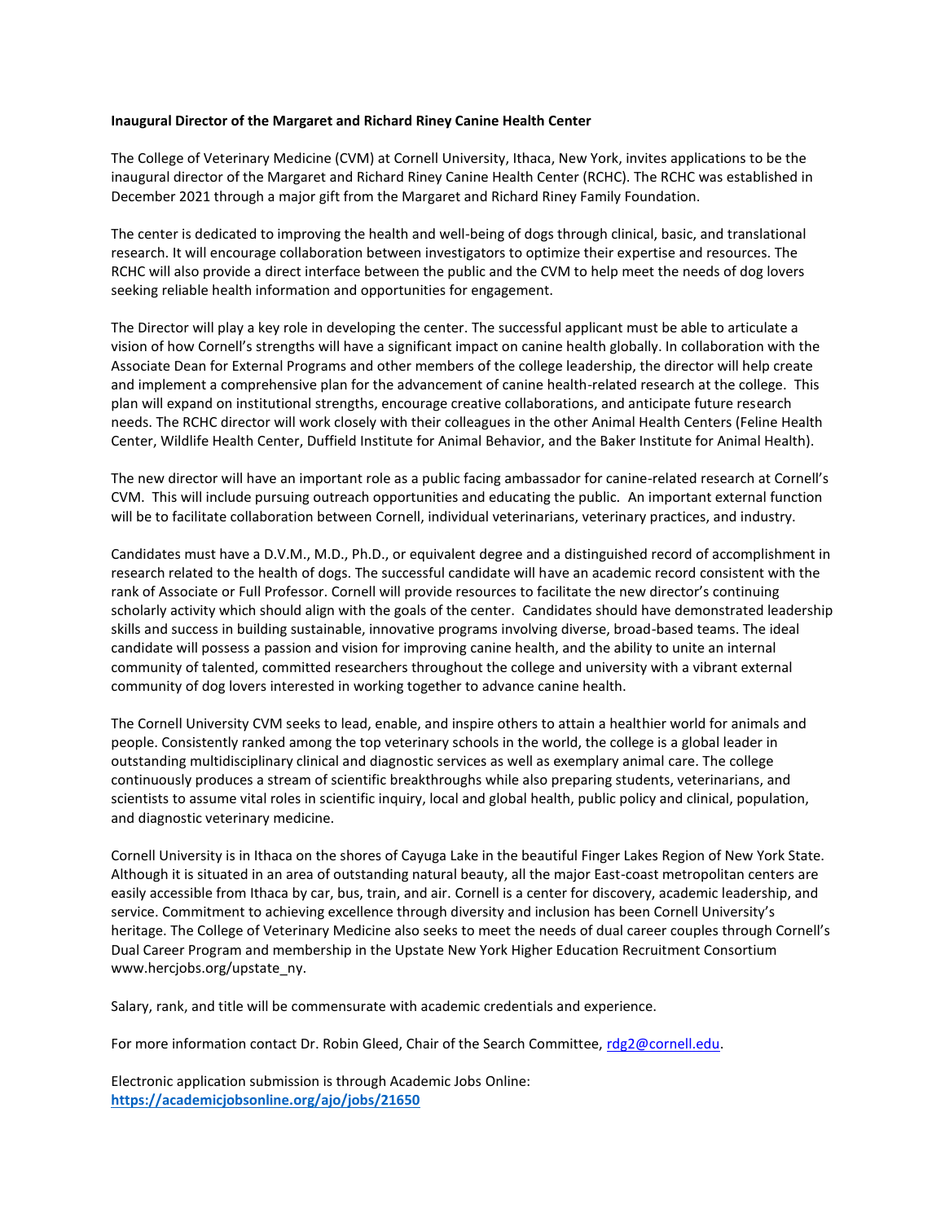**Inaugural Director of the Margaret and Richard Riney Canine Health Center**

The College of Veterinary Medicine (CVM) at Cornell University, Ithaca, New York, invites applications to be the inaugural director of the Margaret and Richard Riney Canine Health Center (RCHC). The RCHC was established in December 2021 through a major gift from the Margaret and Richard Riney Family Foundation.

The center is dedicated to improving the health and well-being of dogs through clinical, basic, and translational research. It will encourage collaboration between investigators to optimize their expertise and resources. The RCHC will also provide a direct interface between the public and the CVM to help meet the needs of dog lovers seeking reliable health information and opportunities for engagement.

The Director will play a key role in developing the center. The successful applicant must be able to articulate a vision of how Cornell's strengths will have a significant impact on canine health globally. In collaboration with the Associate Dean for External Programs and other members of the college leadership, the director will help create and implement a comprehensive plan for the advancement of canine health-related research at the college. This plan will expand on institutional strengths, encourage creative collaborations, and anticipate future research needs. The RCHC director will work closely with their colleagues in the other Animal Health Centers (Feline Health Center, Wildlife Health Center, Duffield Institute for Animal Behavior, and the Baker Institute for Animal Health).

The new director will have an important role as a public facing ambassador for canine-related research at Cornell's CVM. This will include pursuing outreach opportunities and educating the public. An important external function will be to facilitate collaboration between Cornell, individual veterinarians, veterinary practices, and industry.

Candidates must have a D.V.M., M.D., Ph.D., or equivalent degree and a distinguished record of accomplishment in research related to the health of dogs. The successful candidate will have an academic record consistent with the rank of Associate or Full Professor. Cornell will provide resources to facilitate the new director's continuing scholarly activity which should align with the goals of the center. Candidates should have demonstrated leadership skills and success in building sustainable, innovative programs involving diverse, broad-based teams. The ideal candidate will possess a passion and vision for improving canine health, and the ability to unite an internal community of talented, committed researchers throughout the college and university with a vibrant external community of dog lovers interested in working together to advance canine health.

The Cornell University CVM seeks to lead, enable, and inspire others to attain a healthier world for animals and people. Consistently ranked among the top veterinary schools in the world, the college is a global leader in outstanding multidisciplinary clinical and diagnostic services as well as exemplary animal care. The college continuously produces a stream of scientific breakthroughs while also preparing students, veterinarians, and scientists to assume vital roles in scientific inquiry, local and global health, public policy and clinical, population, and diagnostic veterinary medicine.

Cornell University is in Ithaca on the shores of Cayuga Lake in the beautiful Finger Lakes Region of New York State. Although it is situated in an area of outstanding natural beauty, all the major East-coast metropolitan centers are easily accessible from Ithaca by car, bus, train, and air. Cornell is a center for discovery, academic leadership, and service. Commitment to achieving excellence through diversity and inclusion has been Cornell University's heritage. The College of Veterinary Medicine also seeks to meet the needs of dual career couples through Cornell's Dual Career Program and membership in the Upstate New York Higher Education Recruitment Consortium www.hercjobs.org/upstate_ny.

Salary, rank, and title will be commensurate with academic credentials and experience.

For more information contact Dr. Robin Gleed, Chair of the Search Committee, rdg2@cornell.edu.

Electronic application submission is through Academic Jobs Online:
**https://academicjobsonline.org/ajo/jobs/21650**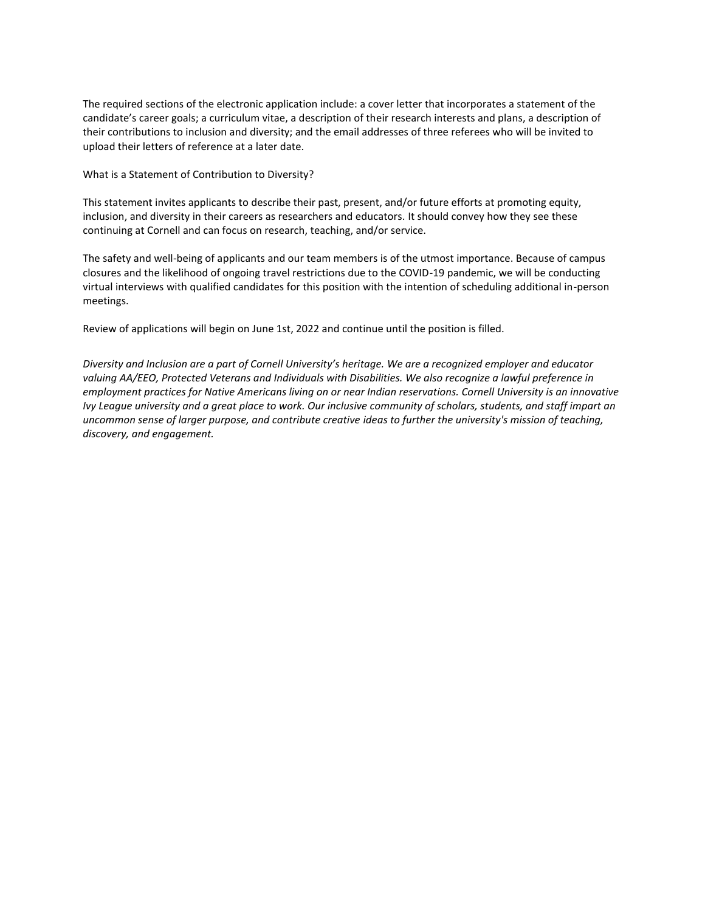The required sections of the electronic application include: a cover letter that incorporates a statement of the candidate's career goals; a curriculum vitae, a description of their research interests and plans, a description of their contributions to inclusion and diversity; and the email addresses of three referees who will be invited to upload their letters of reference at a later date.

What is a Statement of Contribution to Diversity?

This statement invites applicants to describe their past, present, and/or future efforts at promoting equity, inclusion, and diversity in their careers as researchers and educators. It should convey how they see these continuing at Cornell and can focus on research, teaching, and/or service.

The safety and well-being of applicants and our team members is of the utmost importance. Because of campus closures and the likelihood of ongoing travel restrictions due to the COVID-19 pandemic, we will be conducting virtual interviews with qualified candidates for this position with the intention of scheduling additional in-person meetings.

Review of applications will begin on June 1st, 2022 and continue until the position is filled.

*Diversity and Inclusion are a part of Cornell University's heritage. We are a recognized employer and educator valuing AA/EEO, Protected Veterans and Individuals with Disabilities. We also recognize a lawful preference in employment practices for Native Americans living on or near Indian reservations. Cornell University is an innovative Ivy League university and a great place to work. Our inclusive community of scholars, students, and staff impart an uncommon sense of larger purpose, and contribute creative ideas to further the university's mission of teaching, discovery, and engagement.*